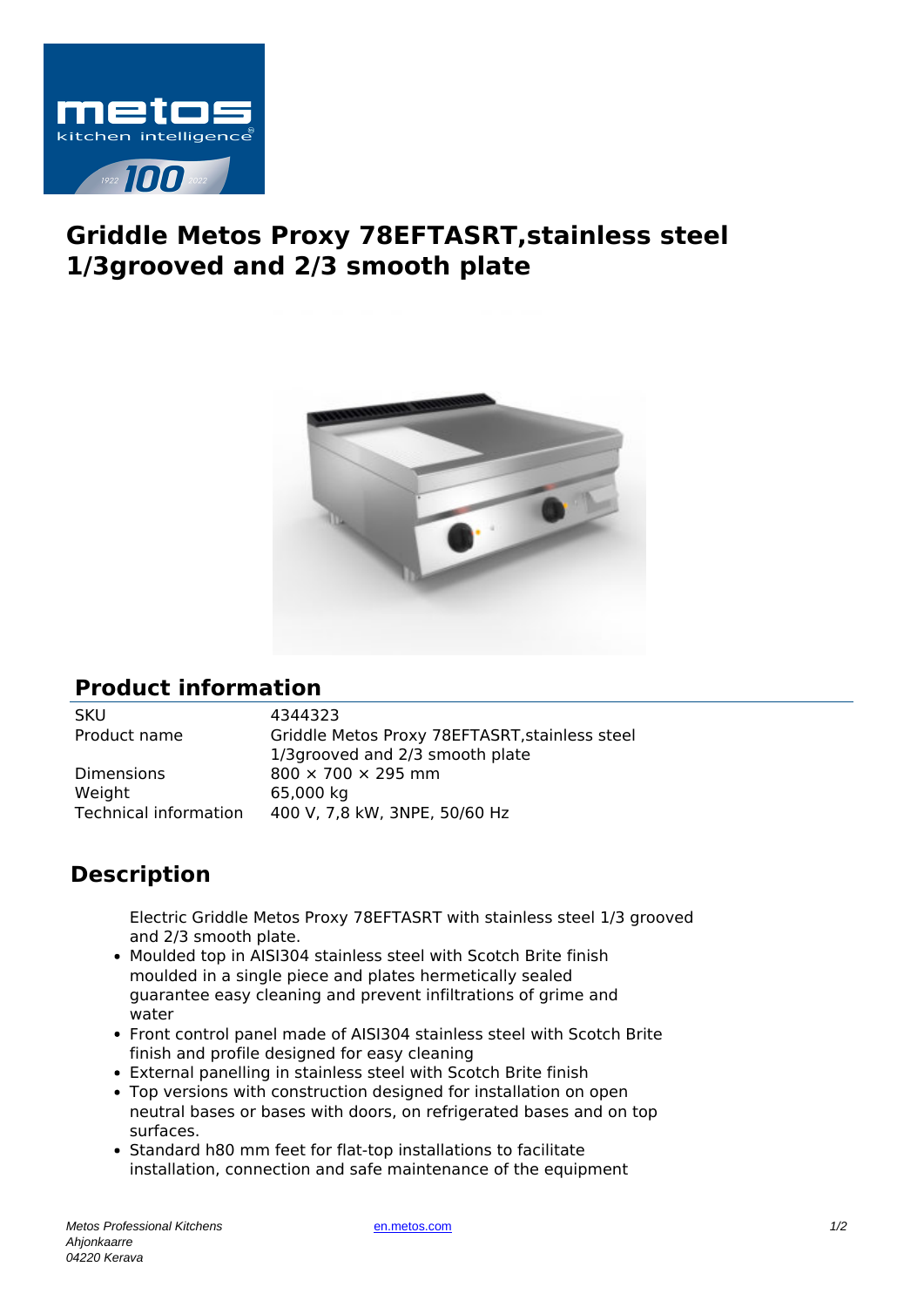# Griddle Metos Proxy 78EFTASRT,stainless steel 1/3grooved and 2/3 smooth plate

## Product information

| | |
|---|---|
| SKU | 4344323 |
| Product name | Griddle Metos Proxy 78EFTASRT,stainless steel 1/3grooved and 2/3 smooth plate |
| Dimensions | 800 × 700 × 295 mm |
| Weight | 65,000 kg |
| Technical information | 400 V, 7,8 kW, 3NPE, 50/60 Hz |

## Description

Electric Griddle Metos Proxy 78EFTASRT with stainless steel 1/3 grooved and 2/3 smooth plate.

- Moulded top in AISI304 stainless steel with Scotch Brite finish moulded in a single piece and plates hermetically sealed guarantee easy cleaning and prevent infiltrations of grime and water
- Front control panel made of AISI304 stainless steel with Scotch Brite finish and profile designed for easy cleaning
- External panelling in stainless steel with Scotch Brite finish
- Top versions with construction designed for installation on open neutral bases or bases with doors, on refrigerated bases and on top surfaces.
- Standard h80 mm feet for flat-top installations to facilitate installation, connection and safe maintenance of the equipment

*Metos Professional Kitchens*
*Ahjonkaarre*
*04220 Kerava*

en.metos.com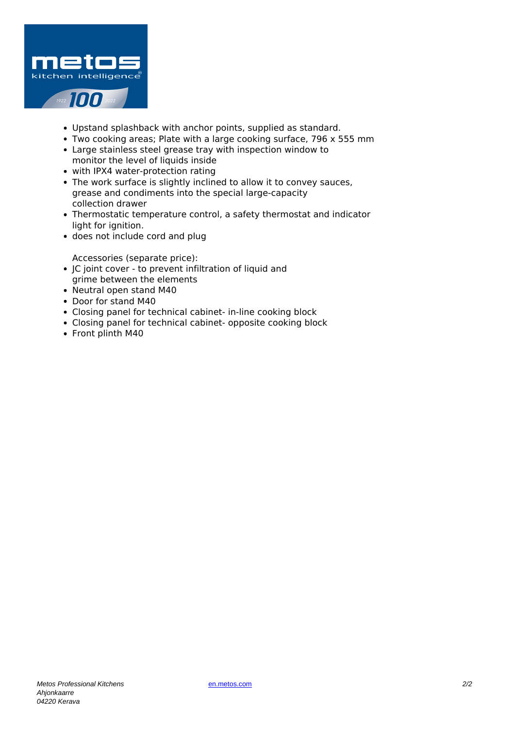- Upstand splashback with anchor points, supplied as standard.
- Two cooking areas; Plate with a large cooking surface, 796 x 555 mm
- Large stainless steel grease tray with inspection window to monitor the level of liquids inside
- with IPX4 water-protection rating
- The work surface is slightly inclined to allow it to convey sauces, grease and condiments into the special large-capacity collection drawer
- Thermostatic temperature control, a safety thermostat and indicator light for ignition.
- does not include cord and plug

  Accessories (separate price):
- JC joint cover - to prevent infiltration of liquid and grime between the elements
- Neutral open stand M40
- Door for stand M40
- Closing panel for technical cabinet- in-line cooking block
- Closing panel for technical cabinet- opposite cooking block
- Front plinth M40